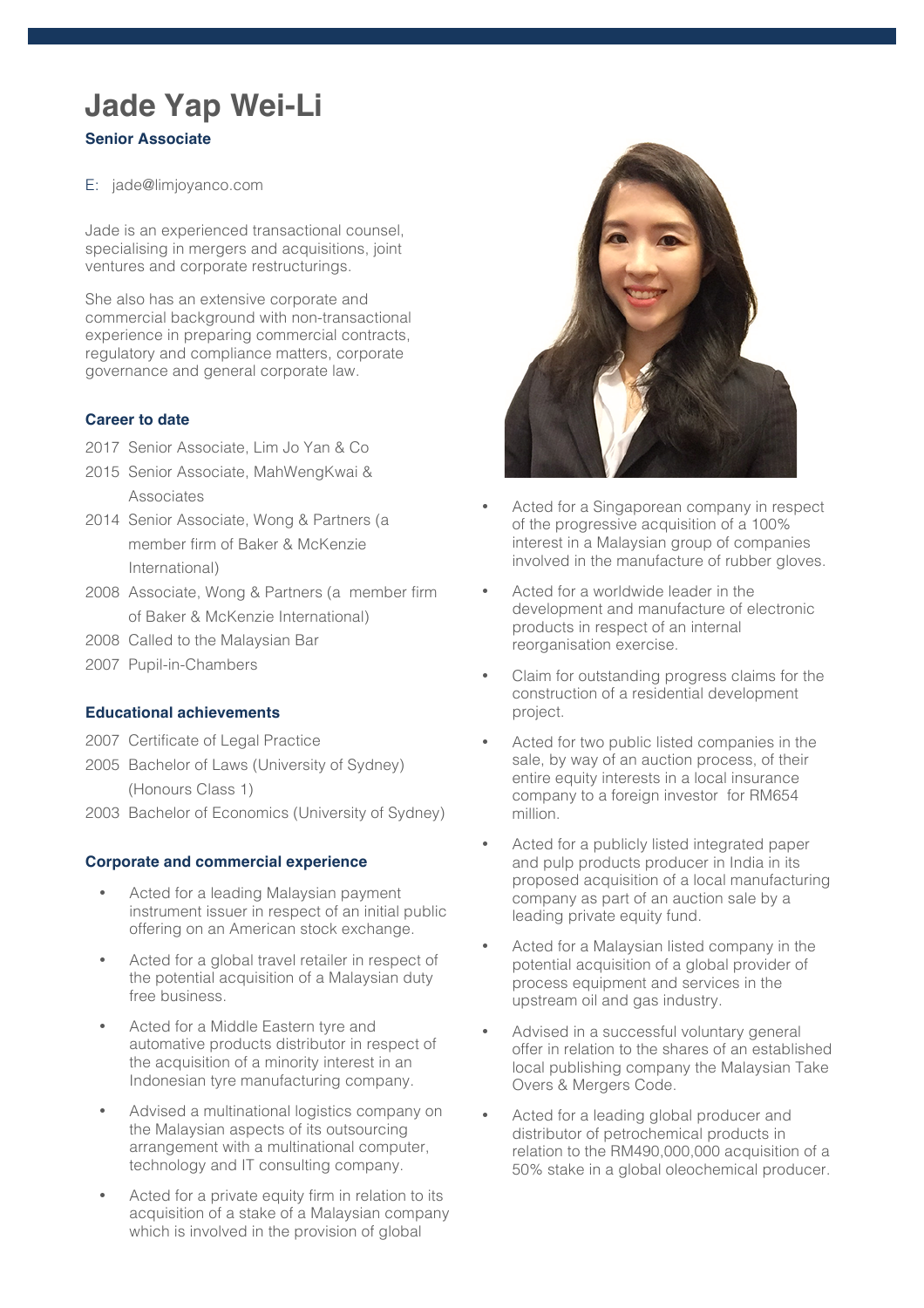# Jade Yap Wei-Li

**Senior Associate**

E: jade@limjoyanco.com

Jade is an experienced transactional counsel, specialising in mergers and acquisitions, joint ventures and corporate restructurings.

She also has an extensive corporate and commercial background with non-transactional experience in preparing commercial contracts, regulatory and compliance matters, corporate governance and general corporate law.

## Career to date

- 2017 Senior Associate, Lim Jo Yan & Co
- 2015 Senior Associate, MahWengKwai & Associates
- 2014 Senior Associate, Wong & Partners (a member firm of Baker & McKenzie International)
- 2008 Associate, Wong & Partners (a member firm of Baker & McKenzie International)
- 2008 Called to the Malaysian Bar
- 2007 Pupil-in-Chambers

## Educational achievements

- 2007 Certificate of Legal Practice
- 2005 Bachelor of Laws (University of Sydney) (Honours Class 1)
- 2003 Bachelor of Economics (University of Sydney)

## Corporate and commercial experience

- Acted for a leading Malaysian payment instrument issuer in respect of an initial public offering on an American stock exchange.
- Acted for a global travel retailer in respect of the potential acquisition of a Malaysian duty free business.
- Acted for a Middle Eastern tyre and automative products distributor in respect of the acquisition of a minority interest in an Indonesian tyre manufacturing company.
- Advised a multinational logistics company on the Malaysian aspects of its outsourcing arrangement with a multinational computer, technology and IT consulting company.
- Acted for a private equity firm in relation to its acquisition of a stake of a Malaysian company which is involved in the provision of global
- Acted for a Singaporean company in respect of the progressive acquisition of a 100% interest in a Malaysian group of companies involved in the manufacture of rubber gloves.
- Acted for a worldwide leader in the development and manufacture of electronic products in respect of an internal reorganisation exercise.
- Claim for outstanding progress claims for the construction of a residential development project.
- Acted for two public listed companies in the sale, by way of an auction process, of their entire equity interests in a local insurance company to a foreign investor for RM654 million.
- Acted for a publicly listed integrated paper and pulp products producer in India in its proposed acquisition of a local manufacturing company as part of an auction sale by a leading private equity fund.
- Acted for a Malaysian listed company in the potential acquisition of a global provider of process equipment and services in the upstream oil and gas industry.
- Advised in a successful voluntary general offer in relation to the shares of an established local publishing company the Malaysian Take Overs & Mergers Code.
- Acted for a leading global producer and distributor of petrochemical products in relation to the RM490,000,000 acquisition of a 50% stake in a global oleochemical producer.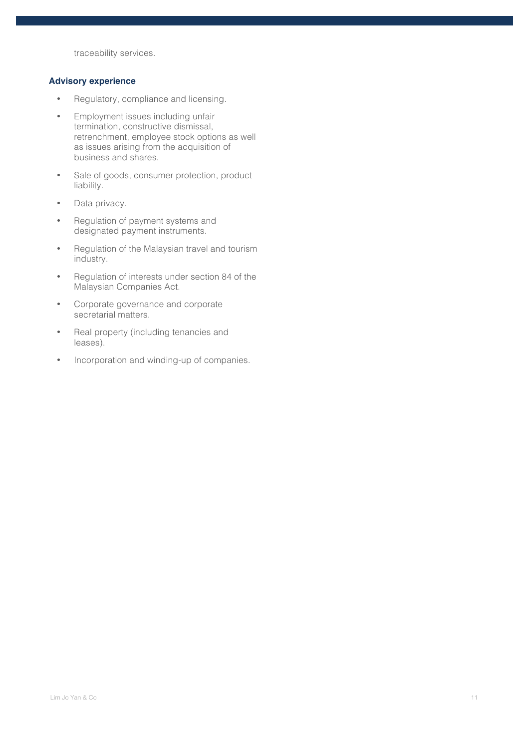traceability services.

**Advisory experience**

- Regulatory, compliance and licensing.
- Employment issues including unfair termination, constructive dismissal, retrenchment, employee stock options as well as issues arising from the acquisition of business and shares.
- Sale of goods, consumer protection, product liability.
- Data privacy.
- Regulation of payment systems and designated payment instruments.
- Regulation of the Malaysian travel and tourism industry.
- Regulation of interests under section 84 of the Malaysian Companies Act.
- Corporate governance and corporate secretarial matters.
- Real property (including tenancies and leases).
- Incorporation and winding-up of companies.